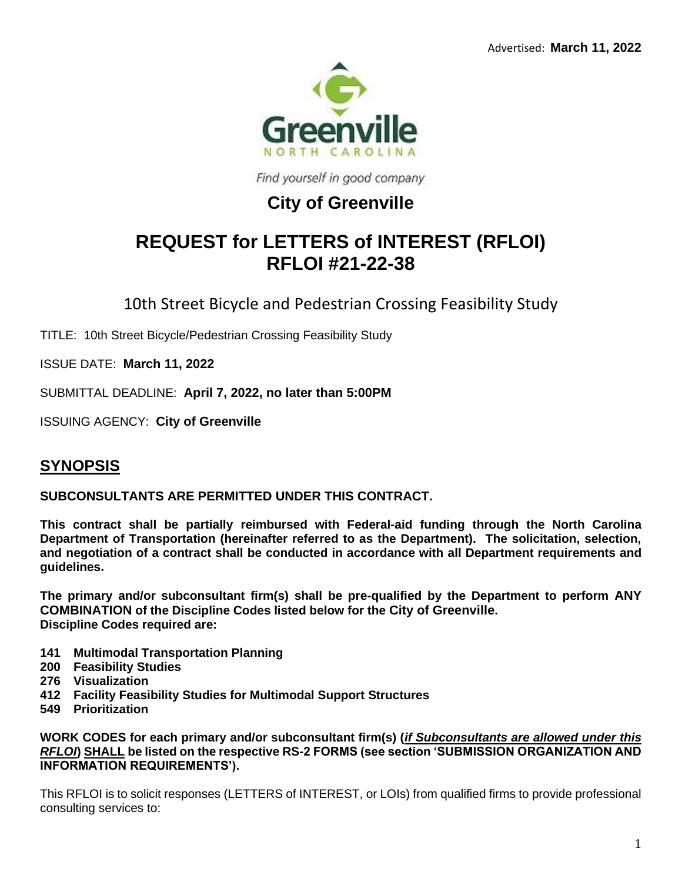Advertised: **March 11, 2022**

Greenville

NORTH CAROLINA

*Find yourself in good company*

## City of Greenville

# REQUEST for LETTERS of INTEREST (RFLOI)
# RFLOI #21-22-38

10th Street Bicycle and Pedestrian Crossing Feasibility Study

TITLE: 10th Street Bicycle/Pedestrian Crossing Feasibility Study

ISSUE DATE: **March 11, 2022**

SUBMITTAL DEADLINE: **April 7, 2022, no later than 5:00PM**

ISSUING AGENCY: **City of Greenville**

## SYNOPSIS

**SUBCONSULTANTS ARE PERMITTED UNDER THIS CONTRACT.**

**This contract shall be partially reimbursed with Federal-aid funding through the North Carolina Department of Transportation (hereinafter referred to as the Department). The solicitation, selection, and negotiation of a contract shall be conducted in accordance with all Department requirements and guidelines.**

**The primary and/or subconsultant firm(s) shall be pre-qualified by the Department to perform ANY COMBINATION of the Discipline Codes listed below for the City of Greenville.**
**Discipline Codes required are:**

- **141 Multimodal Transportation Planning**
- **200 Feasibility Studies**
- **276 Visualization**
- **412 Facility Feasibility Studies for Multimodal Support Structures**
- **549 Prioritization**

**WORK CODES for each primary and/or subconsultant firm(s) (*if Subconsultants are allowed under this RFLOI*) SHALL be listed on the respective RS-2 FORMS (see section 'SUBMISSION ORGANIZATION AND INFORMATION REQUIREMENTS').**

This RFLOI is to solicit responses (LETTERS of INTEREST, or LOIs) from qualified firms to provide professional consulting services to: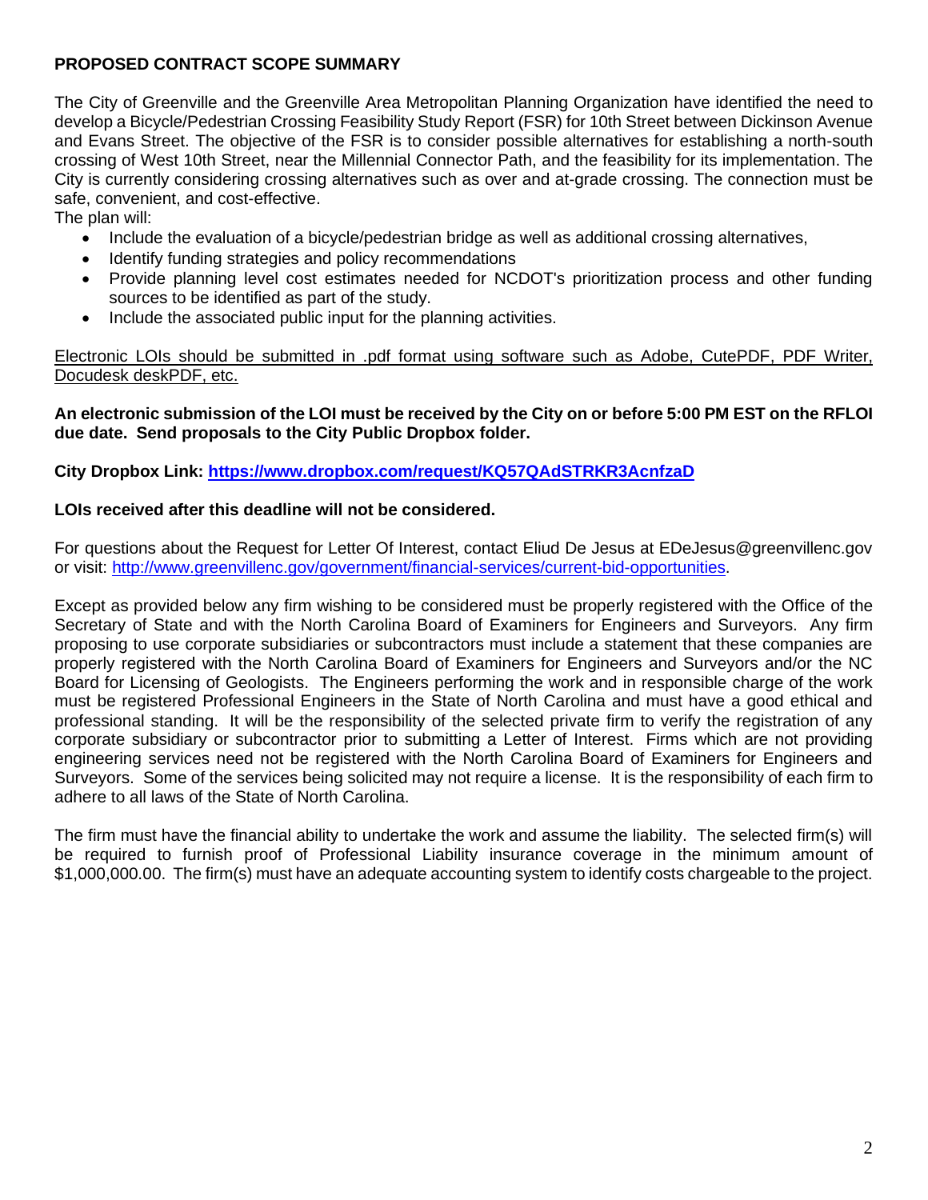**PROPOSED CONTRACT SCOPE SUMMARY**

The City of Greenville and the Greenville Area Metropolitan Planning Organization have identified the need to develop a Bicycle/Pedestrian Crossing Feasibility Study Report (FSR) for 10th Street between Dickinson Avenue and Evans Street. The objective of the FSR is to consider possible alternatives for establishing a north-south crossing of West 10th Street, near the Millennial Connector Path, and the feasibility for its implementation. The City is currently considering crossing alternatives such as over and at-grade crossing. The connection must be safe, convenient, and cost-effective.

The plan will:

- Include the evaluation of a bicycle/pedestrian bridge as well as additional crossing alternatives,
- Identify funding strategies and policy recommendations
- Provide planning level cost estimates needed for NCDOT's prioritization process and other funding sources to be identified as part of the study.
- Include the associated public input for the planning activities.

<u>Electronic LOIs should be submitted in .pdf format using software such as Adobe, CutePDF, PDF Writer, Docudesk deskPDF, etc.</u>

**An electronic submission of the LOI must be received by the City on or before 5:00 PM EST on the RFLOI due date. Send proposals to the City Public Dropbox folder.**

**City Dropbox Link: [https://www.dropbox.com/request/KQ57QAdSTRKR3AcnfzaD](https://www.dropbox.com/request/KQ57QAdSTRKR3AcnfzaD)**

**LOIs received after this deadline will not be considered.**

For questions about the Request for Letter Of Interest, contact Eliud De Jesus at EDeJesus@greenvillenc.gov or visit: [http://www.greenvillenc.gov/government/financial-services/current-bid-opportunities](http://www.greenvillenc.gov/government/financial-services/current-bid-opportunities).

Except as provided below any firm wishing to be considered must be properly registered with the Office of the Secretary of State and with the North Carolina Board of Examiners for Engineers and Surveyors. Any firm proposing to use corporate subsidiaries or subcontractors must include a statement that these companies are properly registered with the North Carolina Board of Examiners for Engineers and Surveyors and/or the NC Board for Licensing of Geologists. The Engineers performing the work and in responsible charge of the work must be registered Professional Engineers in the State of North Carolina and must have a good ethical and professional standing. It will be the responsibility of the selected private firm to verify the registration of any corporate subsidiary or subcontractor prior to submitting a Letter of Interest. Firms which are not providing engineering services need not be registered with the North Carolina Board of Examiners for Engineers and Surveyors. Some of the services being solicited may not require a license. It is the responsibility of each firm to adhere to all laws of the State of North Carolina.

The firm must have the financial ability to undertake the work and assume the liability. The selected firm(s) will be required to furnish proof of Professional Liability insurance coverage in the minimum amount of $1,000,000.00. The firm(s) must have an adequate accounting system to identify costs chargeable to the project.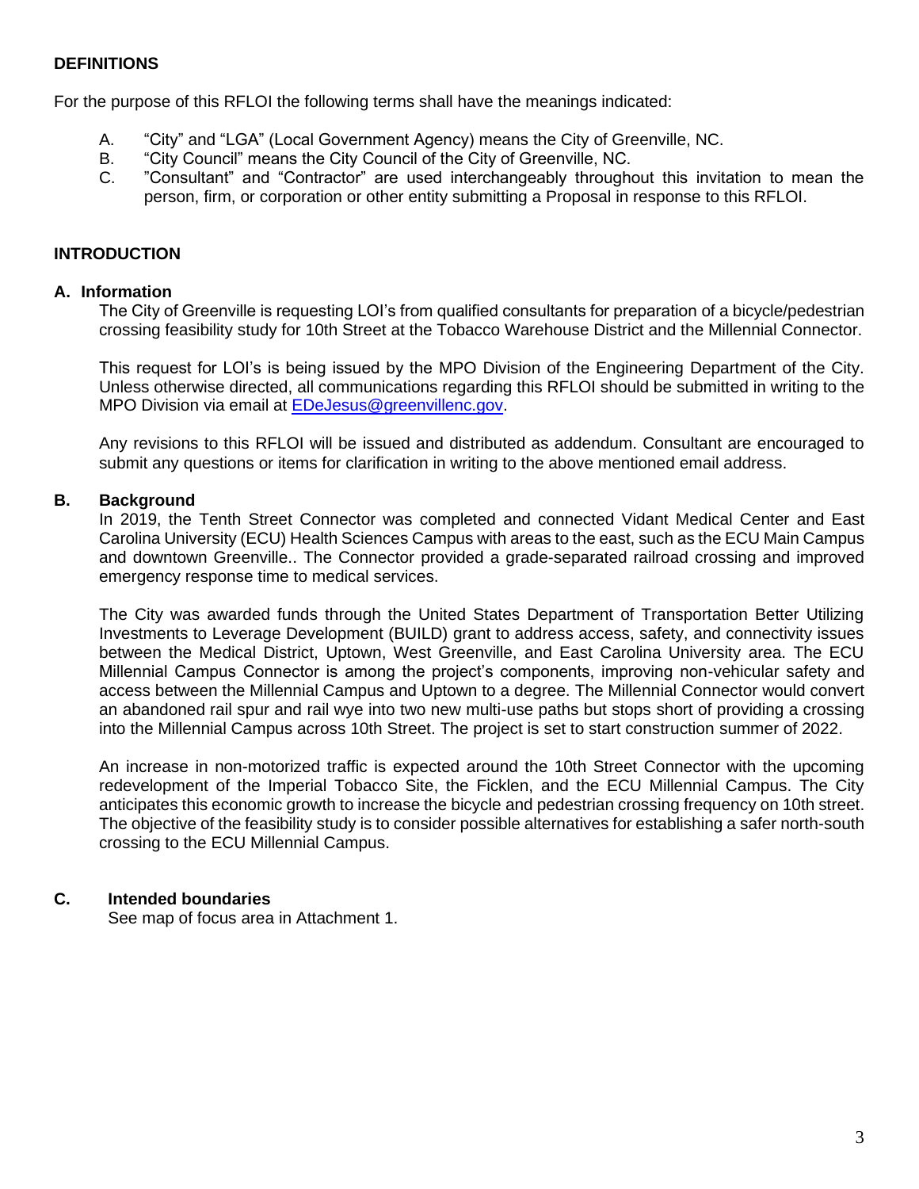## DEFINITIONS

For the purpose of this RFLOI the following terms shall have the meanings indicated:

A. "City" and "LGA" (Local Government Agency) means the City of Greenville, NC.
B. "City Council" means the City Council of the City of Greenville, NC.
C. "Consultant" and "Contractor" are used interchangeably throughout this invitation to mean the person, firm, or corporation or other entity submitting a Proposal in response to this RFLOI.

## INTRODUCTION

### A. Information

The City of Greenville is requesting LOI's from qualified consultants for preparation of a bicycle/pedestrian crossing feasibility study for 10th Street at the Tobacco Warehouse District and the Millennial Connector.

This request for LOI's is being issued by the MPO Division of the Engineering Department of the City. Unless otherwise directed, all communications regarding this RFLOI should be submitted in writing to the MPO Division via email at EDeJesus@greenvillenc.gov.

Any revisions to this RFLOI will be issued and distributed as addendum. Consultant are encouraged to submit any questions or items for clarification in writing to the above mentioned email address.

### B. Background

In 2019, the Tenth Street Connector was completed and connected Vidant Medical Center and East Carolina University (ECU) Health Sciences Campus with areas to the east, such as the ECU Main Campus and downtown Greenville.. The Connector provided a grade-separated railroad crossing and improved emergency response time to medical services.

The City was awarded funds through the United States Department of Transportation Better Utilizing Investments to Leverage Development (BUILD) grant to address access, safety, and connectivity issues between the Medical District, Uptown, West Greenville, and East Carolina University area. The ECU Millennial Campus Connector is among the project's components, improving non-vehicular safety and access between the Millennial Campus and Uptown to a degree. The Millennial Connector would convert an abandoned rail spur and rail wye into two new multi-use paths but stops short of providing a crossing into the Millennial Campus across 10th Street. The project is set to start construction summer of 2022.

An increase in non-motorized traffic is expected around the 10th Street Connector with the upcoming redevelopment of the Imperial Tobacco Site, the Ficklen, and the ECU Millennial Campus. The City anticipates this economic growth to increase the bicycle and pedestrian crossing frequency on 10th street. The objective of the feasibility study is to consider possible alternatives for establishing a safer north-south crossing to the ECU Millennial Campus.

### C. Intended boundaries

See map of focus area in Attachment 1.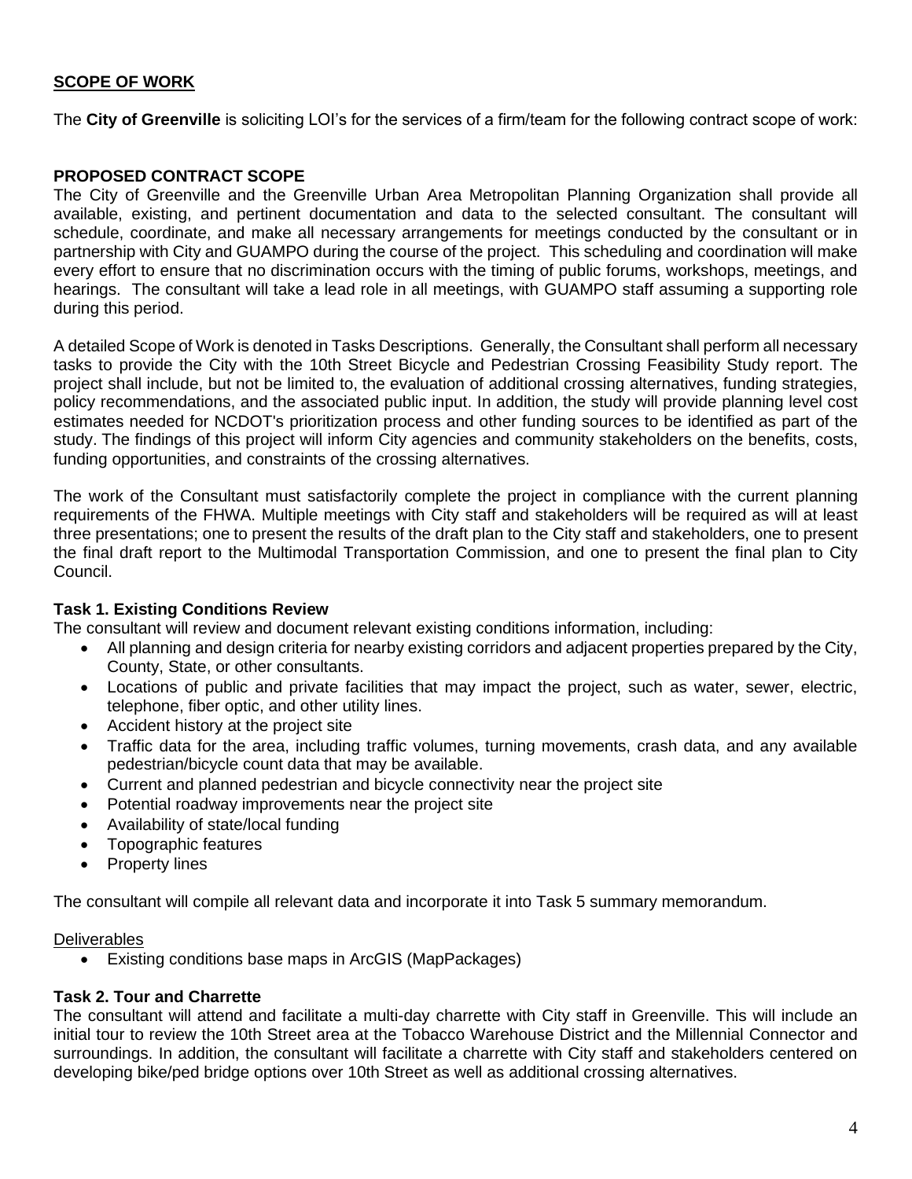## SCOPE OF WORK

The **City of Greenville** is soliciting LOI's for the services of a firm/team for the following contract scope of work:

### PROPOSED CONTRACT SCOPE

The City of Greenville and the Greenville Urban Area Metropolitan Planning Organization shall provide all available, existing, and pertinent documentation and data to the selected consultant. The consultant will schedule, coordinate, and make all necessary arrangements for meetings conducted by the consultant or in partnership with City and GUAMPO during the course of the project. This scheduling and coordination will make every effort to ensure that no discrimination occurs with the timing of public forums, workshops, meetings, and hearings. The consultant will take a lead role in all meetings, with GUAMPO staff assuming a supporting role during this period.

A detailed Scope of Work is denoted in Tasks Descriptions. Generally, the Consultant shall perform all necessary tasks to provide the City with the 10th Street Bicycle and Pedestrian Crossing Feasibility Study report. The project shall include, but not be limited to, the evaluation of additional crossing alternatives, funding strategies, policy recommendations, and the associated public input. In addition, the study will provide planning level cost estimates needed for NCDOT's prioritization process and other funding sources to be identified as part of the study. The findings of this project will inform City agencies and community stakeholders on the benefits, costs, funding opportunities, and constraints of the crossing alternatives.

The work of the Consultant must satisfactorily complete the project in compliance with the current planning requirements of the FHWA. Multiple meetings with City staff and stakeholders will be required as will at least three presentations; one to present the results of the draft plan to the City staff and stakeholders, one to present the final draft report to the Multimodal Transportation Commission, and one to present the final plan to City Council.

### Task 1. Existing Conditions Review

The consultant will review and document relevant existing conditions information, including:

- All planning and design criteria for nearby existing corridors and adjacent properties prepared by the City, County, State, or other consultants.
- Locations of public and private facilities that may impact the project, such as water, sewer, electric, telephone, fiber optic, and other utility lines.
- Accident history at the project site
- Traffic data for the area, including traffic volumes, turning movements, crash data, and any available pedestrian/bicycle count data that may be available.
- Current and planned pedestrian and bicycle connectivity near the project site
- Potential roadway improvements near the project site
- Availability of state/local funding
- Topographic features
- Property lines

The consultant will compile all relevant data and incorporate it into Task 5 summary memorandum.

Deliverables

- Existing conditions base maps in ArcGIS (MapPackages)

### Task 2. Tour and Charrette

The consultant will attend and facilitate a multi-day charrette with City staff in Greenville. This will include an initial tour to review the 10th Street area at the Tobacco Warehouse District and the Millennial Connector and surroundings. In addition, the consultant will facilitate a charrette with City staff and stakeholders centered on developing bike/ped bridge options over 10th Street as well as additional crossing alternatives.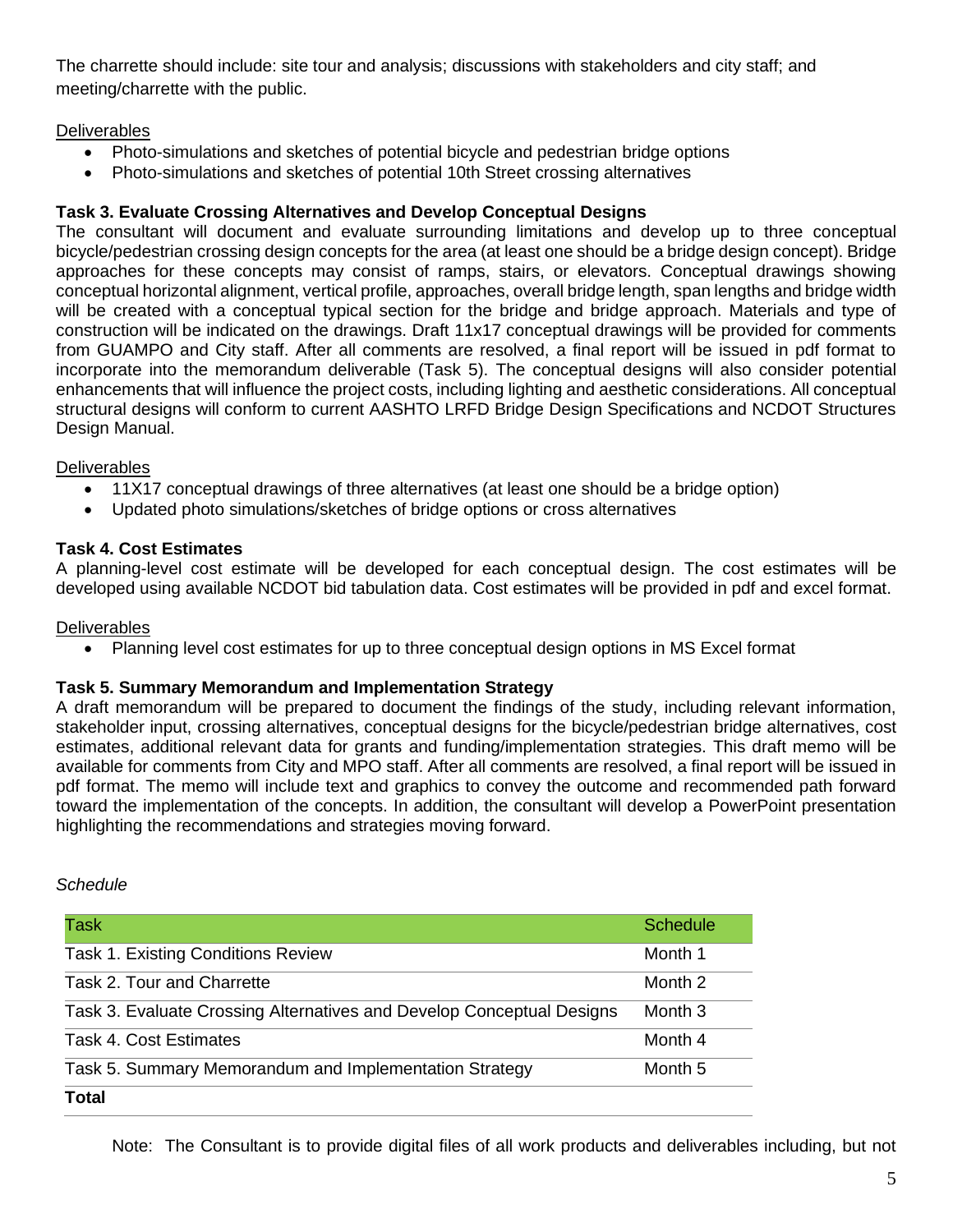The charrette should include: site tour and analysis; discussions with stakeholders and city staff; and meeting/charrette with the public.

Deliverables

- Photo-simulations and sketches of potential bicycle and pedestrian bridge options
- Photo-simulations and sketches of potential 10th Street crossing alternatives

**Task 3. Evaluate Crossing Alternatives and Develop Conceptual Designs**

The consultant will document and evaluate surrounding limitations and develop up to three conceptual bicycle/pedestrian crossing design concepts for the area (at least one should be a bridge design concept). Bridge approaches for these concepts may consist of ramps, stairs, or elevators. Conceptual drawings showing conceptual horizontal alignment, vertical profile, approaches, overall bridge length, span lengths and bridge width will be created with a conceptual typical section for the bridge and bridge approach. Materials and type of construction will be indicated on the drawings. Draft 11x17 conceptual drawings will be provided for comments from GUAMPO and City staff. After all comments are resolved, a final report will be issued in pdf format to incorporate into the memorandum deliverable (Task 5). The conceptual designs will also consider potential enhancements that will influence the project costs, including lighting and aesthetic considerations. All conceptual structural designs will conform to current AASHTO LRFD Bridge Design Specifications and NCDOT Structures Design Manual.

Deliverables

- 11X17 conceptual drawings of three alternatives (at least one should be a bridge option)
- Updated photo simulations/sketches of bridge options or cross alternatives

**Task 4. Cost Estimates**

A planning-level cost estimate will be developed for each conceptual design. The cost estimates will be developed using available NCDOT bid tabulation data. Cost estimates will be provided in pdf and excel format.

Deliverables

- Planning level cost estimates for up to three conceptual design options in MS Excel format

**Task 5. Summary Memorandum and Implementation Strategy**

A draft memorandum will be prepared to document the findings of the study, including relevant information, stakeholder input, crossing alternatives, conceptual designs for the bicycle/pedestrian bridge alternatives, cost estimates, additional relevant data for grants and funding/implementation strategies. This draft memo will be available for comments from City and MPO staff. After all comments are resolved, a final report will be issued in pdf format. The memo will include text and graphics to convey the outcome and recommended path forward toward the implementation of the concepts. In addition, the consultant will develop a PowerPoint presentation highlighting the recommendations and strategies moving forward.

*Schedule*

| Task | Schedule |
|---|---|
| Task 1. Existing Conditions Review | Month 1 |
| Task 2. Tour and Charrette | Month 2 |
| Task 3. Evaluate Crossing Alternatives and Develop Conceptual Designs | Month 3 |
| Task 4. Cost Estimates | Month 4 |
| Task 5. Summary Memorandum and Implementation Strategy | Month 5 |
| **Total** | |

Note: The Consultant is to provide digital files of all work products and deliverables including, but not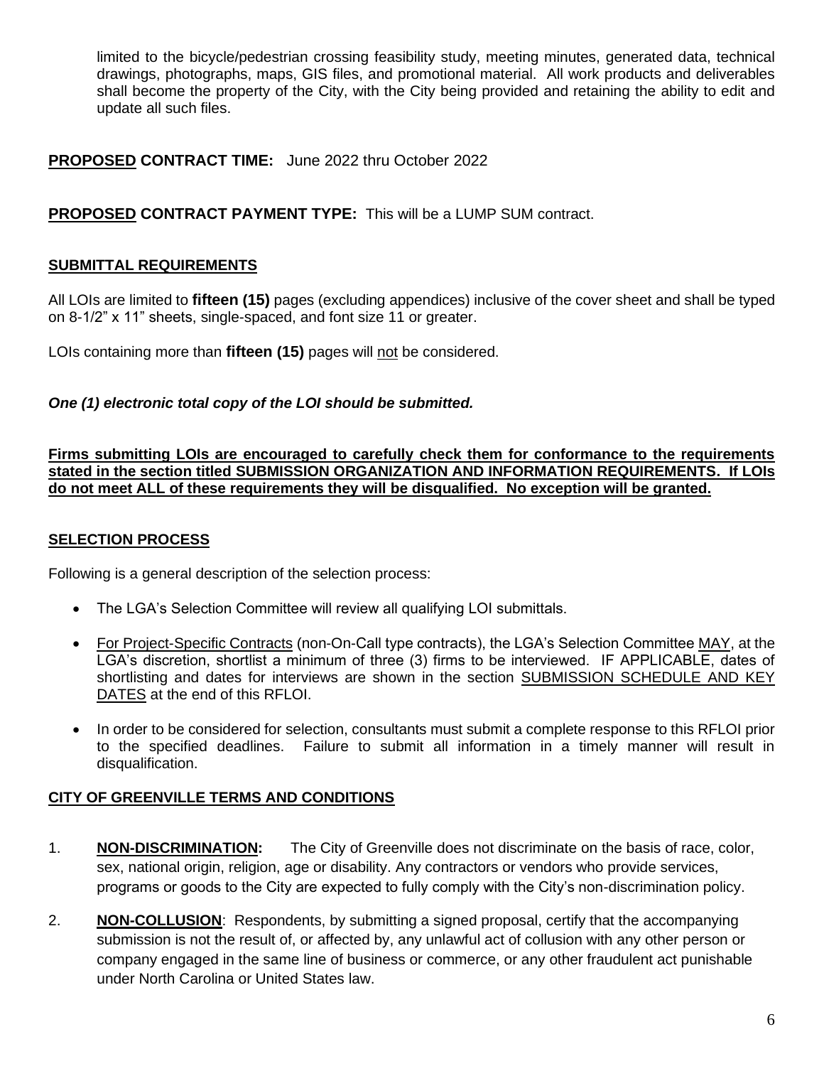limited to the bicycle/pedestrian crossing feasibility study, meeting minutes, generated data, technical drawings, photographs, maps, GIS files, and promotional material. All work products and deliverables shall become the property of the City, with the City being provided and retaining the ability to edit and update all such files.

**PROPOSED CONTRACT TIME:** June 2022 thru October 2022

**PROPOSED CONTRACT PAYMENT TYPE:** This will be a LUMP SUM contract.

## SUBMITTAL REQUIREMENTS

All LOIs are limited to **fifteen (15)** pages (excluding appendices) inclusive of the cover sheet and shall be typed on 8-1/2" x 11" sheets, single-spaced, and font size 11 or greater.

LOIs containing more than **fifteen (15)** pages will not be considered.

***One (1) electronic total copy of the LOI should be submitted.***

**Firms submitting LOIs are encouraged to carefully check them for conformance to the requirements stated in the section titled SUBMISSION ORGANIZATION AND INFORMATION REQUIREMENTS. If LOIs do not meet ALL of these requirements they will be disqualified. No exception will be granted.**

## SELECTION PROCESS

Following is a general description of the selection process:

- The LGA's Selection Committee will review all qualifying LOI submittals.
- For Project-Specific Contracts (non-On-Call type contracts), the LGA's Selection Committee MAY, at the LGA's discretion, shortlist a minimum of three (3) firms to be interviewed. IF APPLICABLE, dates of shortlisting and dates for interviews are shown in the section SUBMISSION SCHEDULE AND KEY DATES at the end of this RFLOI.
- In order to be considered for selection, consultants must submit a complete response to this RFLOI prior to the specified deadlines. Failure to submit all information in a timely manner will result in disqualification.

## CITY OF GREENVILLE TERMS AND CONDITIONS

1. **NON-DISCRIMINATION:** The City of Greenville does not discriminate on the basis of race, color, sex, national origin, religion, age or disability. Any contractors or vendors who provide services, programs or goods to the City are expected to fully comply with the City's non-discrimination policy.
2. **NON-COLLUSION**: Respondents, by submitting a signed proposal, certify that the accompanying submission is not the result of, or affected by, any unlawful act of collusion with any other person or company engaged in the same line of business or commerce, or any other fraudulent act punishable under North Carolina or United States law.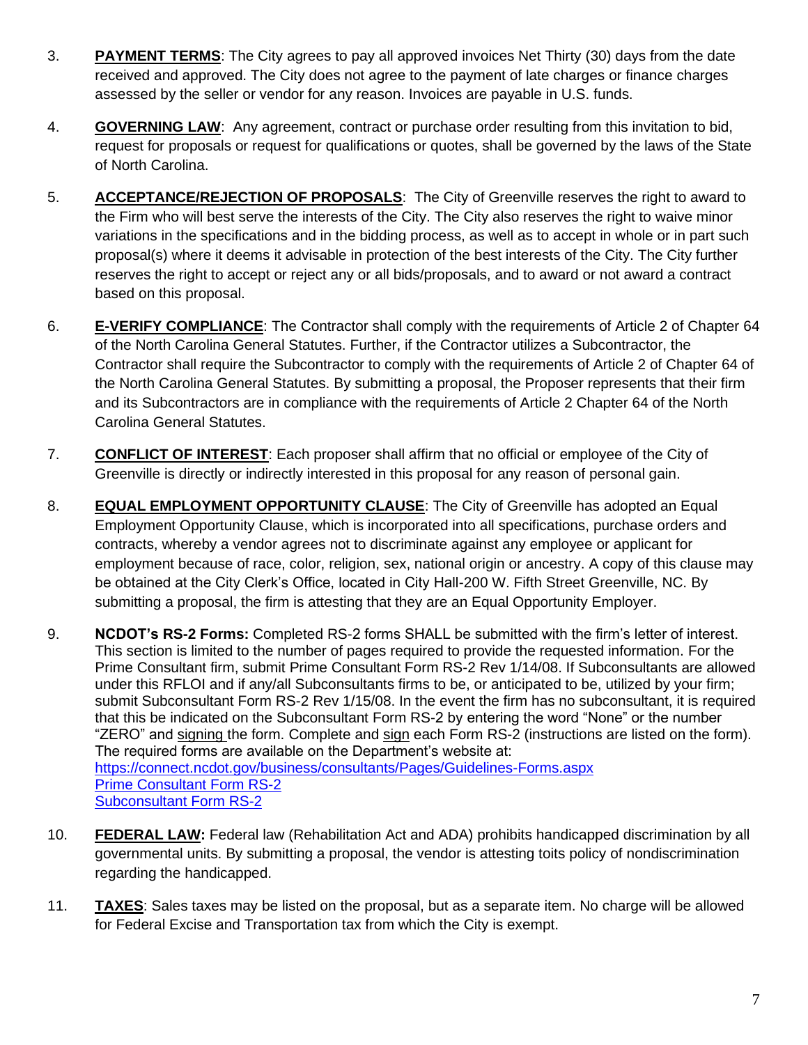3. **PAYMENT TERMS**: The City agrees to pay all approved invoices Net Thirty (30) days from the date received and approved. The City does not agree to the payment of late charges or finance charges assessed by the seller or vendor for any reason. Invoices are payable in U.S. funds.

4. **GOVERNING LAW**: Any agreement, contract or purchase order resulting from this invitation to bid, request for proposals or request for qualifications or quotes, shall be governed by the laws of the State of North Carolina.

5. **ACCEPTANCE/REJECTION OF PROPOSALS**: The City of Greenville reserves the right to award to the Firm who will best serve the interests of the City. The City also reserves the right to waive minor variations in the specifications and in the bidding process, as well as to accept in whole or in part such proposal(s) where it deems it advisable in protection of the best interests of the City. The City further reserves the right to accept or reject any or all bids/proposals, and to award or not award a contract based on this proposal.

6. **E-VERIFY COMPLIANCE**: The Contractor shall comply with the requirements of Article 2 of Chapter 64 of the North Carolina General Statutes. Further, if the Contractor utilizes a Subcontractor, the Contractor shall require the Subcontractor to comply with the requirements of Article 2 of Chapter 64 of the North Carolina General Statutes. By submitting a proposal, the Proposer represents that their firm and its Subcontractors are in compliance with the requirements of Article 2 Chapter 64 of the North Carolina General Statutes.

7. **CONFLICT OF INTEREST**: Each proposer shall affirm that no official or employee of the City of Greenville is directly or indirectly interested in this proposal for any reason of personal gain.

8. **EQUAL EMPLOYMENT OPPORTUNITY CLAUSE**: The City of Greenville has adopted an Equal Employment Opportunity Clause, which is incorporated into all specifications, purchase orders and contracts, whereby a vendor agrees not to discriminate against any employee or applicant for employment because of race, color, religion, sex, national origin or ancestry. A copy of this clause may be obtained at the City Clerk's Office, located in City Hall-200 W. Fifth Street Greenville, NC. By submitting a proposal, the firm is attesting that they are an Equal Opportunity Employer.

9. **NCDOT's RS-2 Forms:** Completed RS-2 forms SHALL be submitted with the firm's letter of interest. This section is limited to the number of pages required to provide the requested information. For the Prime Consultant firm, submit Prime Consultant Form RS-2 Rev 1/14/08. If Subconsultants are allowed under this RFLOI and if any/all Subconsultants firms to be, or anticipated to be, utilized by your firm; submit Subconsultant Form RS-2 Rev 1/15/08. In the event the firm has no subconsultant, it is required that this be indicated on the Subconsultant Form RS-2 by entering the word "None" or the number "ZERO" and signing the form. Complete and sign each Form RS-2 (instructions are listed on the form). The required forms are available on the Department's website at:
   https://connect.ncdot.gov/business/consultants/Pages/Guidelines-Forms.aspx
   Prime Consultant Form RS-2
   Subconsultant Form RS-2

10. **FEDERAL LAW:** Federal law (Rehabilitation Act and ADA) prohibits handicapped discrimination by all governmental units. By submitting a proposal, the vendor is attesting toits policy of nondiscrimination regarding the handicapped.

11. **TAXES**: Sales taxes may be listed on the proposal, but as a separate item. No charge will be allowed for Federal Excise and Transportation tax from which the City is exempt.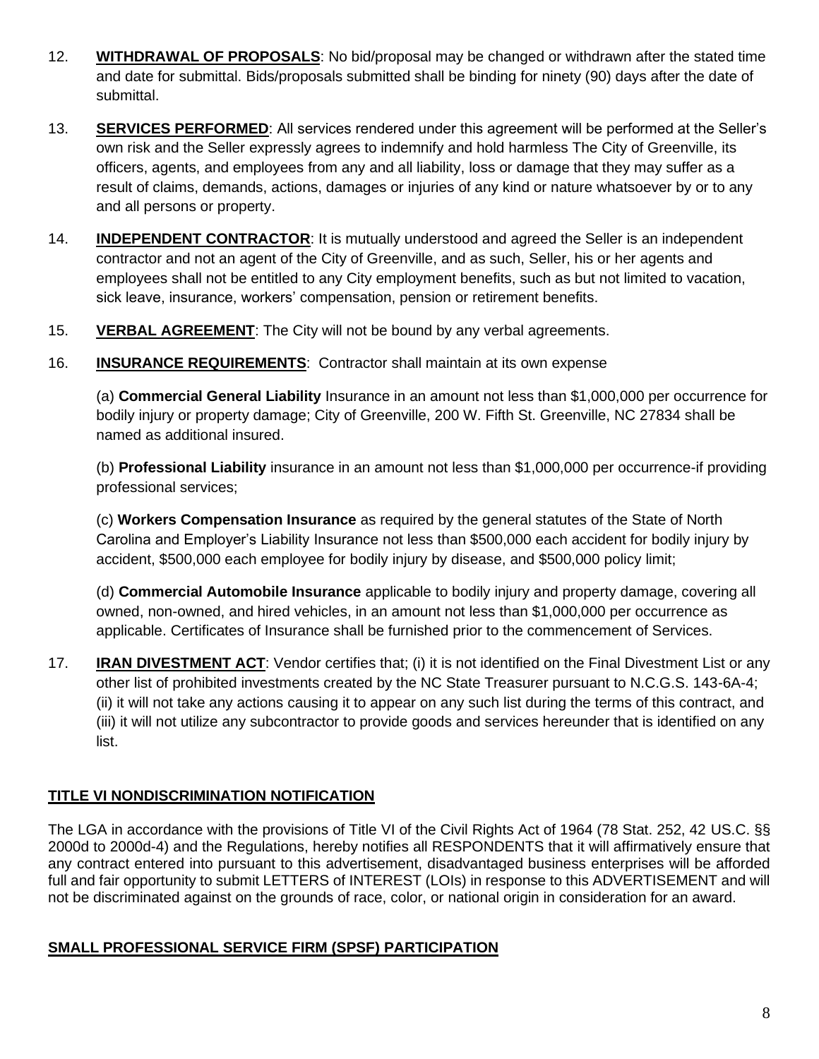12. **WITHDRAWAL OF PROPOSALS**: No bid/proposal may be changed or withdrawn after the stated time and date for submittal. Bids/proposals submitted shall be binding for ninety (90) days after the date of submittal.

13. **SERVICES PERFORMED**: All services rendered under this agreement will be performed at the Seller's own risk and the Seller expressly agrees to indemnify and hold harmless The City of Greenville, its officers, agents, and employees from any and all liability, loss or damage that they may suffer as a result of claims, demands, actions, damages or injuries of any kind or nature whatsoever by or to any and all persons or property.

14. **INDEPENDENT CONTRACTOR**: It is mutually understood and agreed the Seller is an independent contractor and not an agent of the City of Greenville, and as such, Seller, his or her agents and employees shall not be entitled to any City employment benefits, such as but not limited to vacation, sick leave, insurance, workers' compensation, pension or retirement benefits.

15. **VERBAL AGREEMENT**: The City will not be bound by any verbal agreements.

16. **INSURANCE REQUIREMENTS**: Contractor shall maintain at its own expense

    (a) **Commercial General Liability** Insurance in an amount not less than $1,000,000 per occurrence for bodily injury or property damage; City of Greenville, 200 W. Fifth St. Greenville, NC 27834 shall be named as additional insured.

    (b) **Professional Liability** insurance in an amount not less than $1,000,000 per occurrence-if providing professional services;

    (c) **Workers Compensation Insurance** as required by the general statutes of the State of North Carolina and Employer's Liability Insurance not less than $500,000 each accident for bodily injury by accident, $500,000 each employee for bodily injury by disease, and $500,000 policy limit;

    (d) **Commercial Automobile Insurance** applicable to bodily injury and property damage, covering all owned, non-owned, and hired vehicles, in an amount not less than $1,000,000 per occurrence as applicable. Certificates of Insurance shall be furnished prior to the commencement of Services.

17. **IRAN DIVESTMENT ACT**: Vendor certifies that; (i) it is not identified on the Final Divestment List or any other list of prohibited investments created by the NC State Treasurer pursuant to N.C.G.S. 143-6A-4; (ii) it will not take any actions causing it to appear on any such list during the terms of this contract, and (iii) it will not utilize any subcontractor to provide goods and services hereunder that is identified on any list.

## TITLE VI NONDISCRIMINATION NOTIFICATION

The LGA in accordance with the provisions of Title VI of the Civil Rights Act of 1964 (78 Stat. 252, 42 US.C. §§ 2000d to 2000d-4) and the Regulations, hereby notifies all RESPONDENTS that it will affirmatively ensure that any contract entered into pursuant to this advertisement, disadvantaged business enterprises will be afforded full and fair opportunity to submit LETTERS of INTEREST (LOIs) in response to this ADVERTISEMENT and will not be discriminated against on the grounds of race, color, or national origin in consideration for an award.

## SMALL PROFESSIONAL SERVICE FIRM (SPSF) PARTICIPATION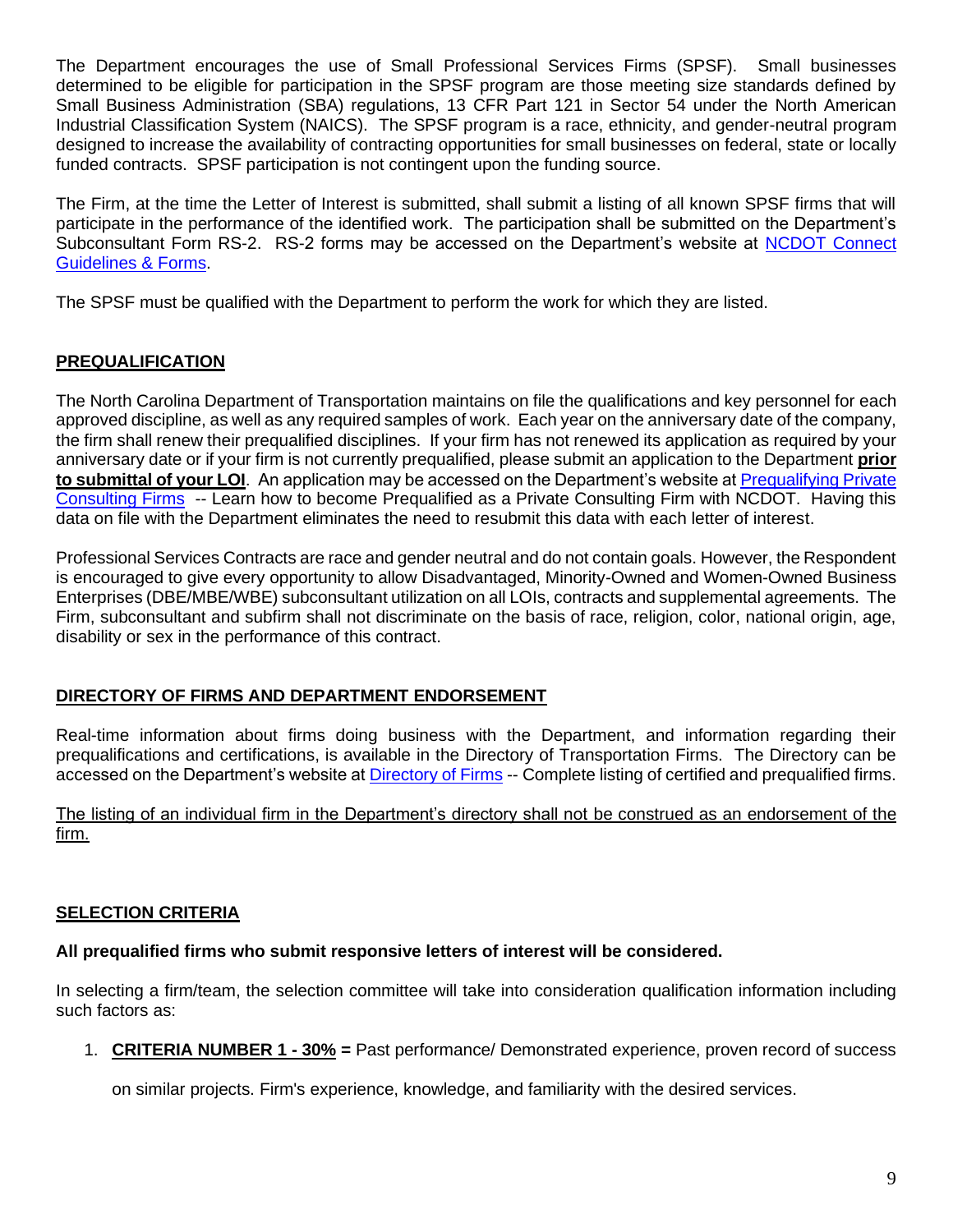The Department encourages the use of Small Professional Services Firms (SPSF). Small businesses determined to be eligible for participation in the SPSF program are those meeting size standards defined by Small Business Administration (SBA) regulations, 13 CFR Part 121 in Sector 54 under the North American Industrial Classification System (NAICS). The SPSF program is a race, ethnicity, and gender-neutral program designed to increase the availability of contracting opportunities for small businesses on federal, state or locally funded contracts. SPSF participation is not contingent upon the funding source.

The Firm, at the time the Letter of Interest is submitted, shall submit a listing of all known SPSF firms that will participate in the performance of the identified work. The participation shall be submitted on the Department's Subconsultant Form RS-2. RS-2 forms may be accessed on the Department's website at NCDOT Connect Guidelines & Forms.

The SPSF must be qualified with the Department to perform the work for which they are listed.

## PREQUALIFICATION

The North Carolina Department of Transportation maintains on file the qualifications and key personnel for each approved discipline, as well as any required samples of work. Each year on the anniversary date of the company, the firm shall renew their prequalified disciplines. If your firm has not renewed its application as required by your anniversary date or if your firm is not currently prequalified, please submit an application to the Department **prior to submittal of your LOI**. An application may be accessed on the Department's website at Prequalifying Private Consulting Firms -- Learn how to become Prequalified as a Private Consulting Firm with NCDOT. Having this data on file with the Department eliminates the need to resubmit this data with each letter of interest.

Professional Services Contracts are race and gender neutral and do not contain goals. However, the Respondent is encouraged to give every opportunity to allow Disadvantaged, Minority-Owned and Women-Owned Business Enterprises (DBE/MBE/WBE) subconsultant utilization on all LOIs, contracts and supplemental agreements. The Firm, subconsultant and subfirm shall not discriminate on the basis of race, religion, color, national origin, age, disability or sex in the performance of this contract.

## DIRECTORY OF FIRMS AND DEPARTMENT ENDORSEMENT

Real-time information about firms doing business with the Department, and information regarding their prequalifications and certifications, is available in the Directory of Transportation Firms. The Directory can be accessed on the Department's website at Directory of Firms -- Complete listing of certified and prequalified firms.

The listing of an individual firm in the Department's directory shall not be construed as an endorsement of the firm.

## SELECTION CRITERIA

**All prequalified firms who submit responsive letters of interest will be considered.**

In selecting a firm/team, the selection committee will take into consideration qualification information including such factors as:

1. **CRITERIA NUMBER 1 - 30% =** Past performance/ Demonstrated experience, proven record of success on similar projects. Firm's experience, knowledge, and familiarity with the desired services.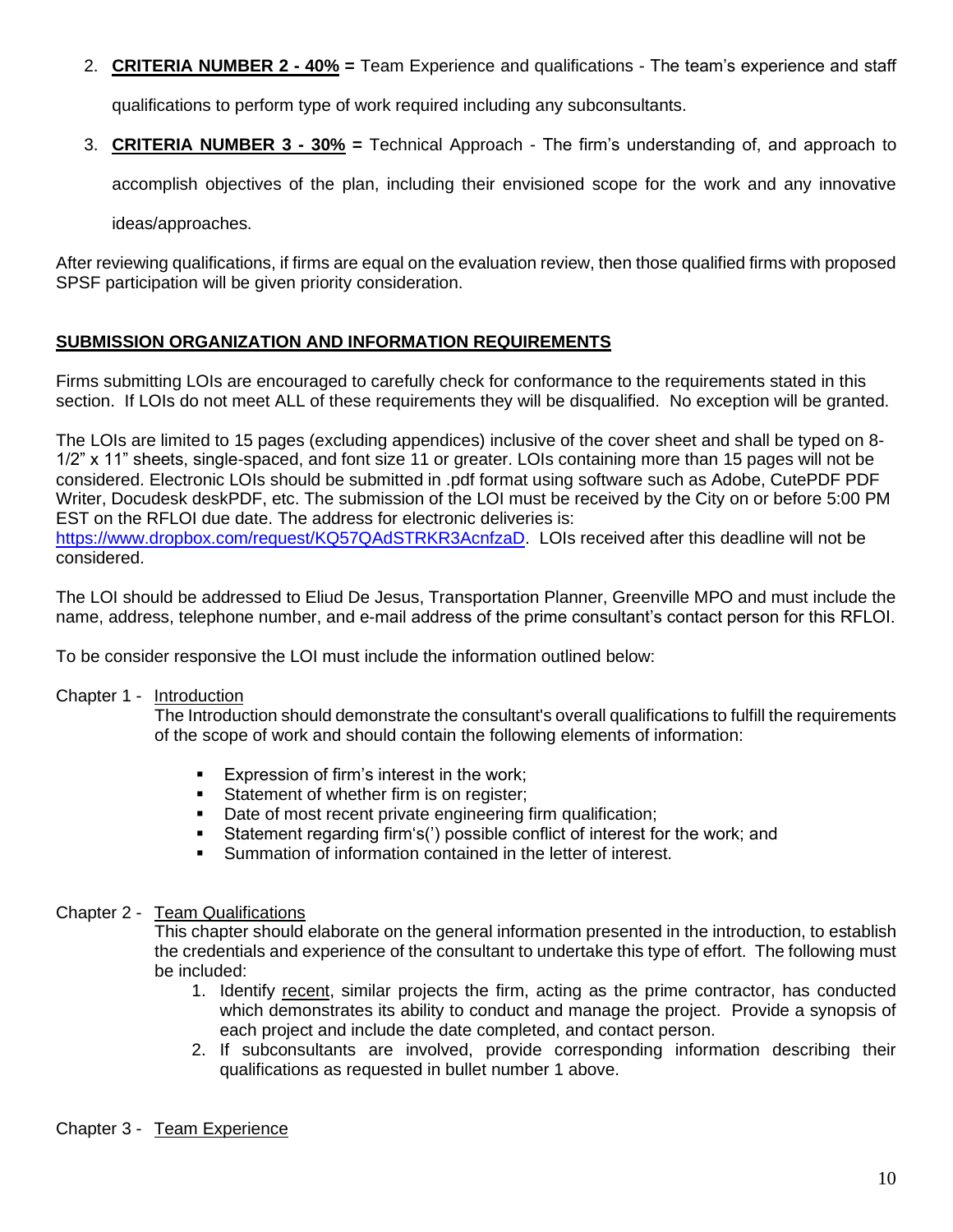2. **CRITERIA NUMBER 2 - 40% =** Team Experience and qualifications - The team's experience and staff qualifications to perform type of work required including any subconsultants.

3. **CRITERIA NUMBER 3 - 30% =** Technical Approach - The firm's understanding of, and approach to accomplish objectives of the plan, including their envisioned scope for the work and any innovative ideas/approaches.

After reviewing qualifications, if firms are equal on the evaluation review, then those qualified firms with proposed SPSF participation will be given priority consideration.

## SUBMISSION ORGANIZATION AND INFORMATION REQUIREMENTS

Firms submitting LOIs are encouraged to carefully check for conformance to the requirements stated in this section. If LOIs do not meet ALL of these requirements they will be disqualified. No exception will be granted.

The LOIs are limited to 15 pages (excluding appendices) inclusive of the cover sheet and shall be typed on 8-1/2" x 11" sheets, single-spaced, and font size 11 or greater. LOIs containing more than 15 pages will not be considered. Electronic LOIs should be submitted in .pdf format using software such as Adobe, CutePDF PDF Writer, Docudesk deskPDF, etc. The submission of the LOI must be received by the City on or before 5:00 PM EST on the RFLOI due date. The address for electronic deliveries is: [https://www.dropbox.com/request/KQ57QAdSTRKR3AcnfzaD](https://www.dropbox.com/request/KQ57QAdSTRKR3AcnfzaD). LOIs received after this deadline will not be considered.

The LOI should be addressed to Eliud De Jesus, Transportation Planner, Greenville MPO and must include the name, address, telephone number, and e-mail address of the prime consultant's contact person for this RFLOI.

To be consider responsive the LOI must include the information outlined below:

Chapter 1 - Introduction

The Introduction should demonstrate the consultant's overall qualifications to fulfill the requirements of the scope of work and should contain the following elements of information:

- Expression of firm's interest in the work;
- Statement of whether firm is on register;
- Date of most recent private engineering firm qualification;
- Statement regarding firm's(') possible conflict of interest for the work; and
- Summation of information contained in the letter of interest.

Chapter 2 - Team Qualifications

This chapter should elaborate on the general information presented in the introduction, to establish the credentials and experience of the consultant to undertake this type of effort. The following must be included:

1. Identify recent, similar projects the firm, acting as the prime contractor, has conducted which demonstrates its ability to conduct and manage the project. Provide a synopsis of each project and include the date completed, and contact person.
2. If subconsultants are involved, provide corresponding information describing their qualifications as requested in bullet number 1 above.

Chapter 3 - Team Experience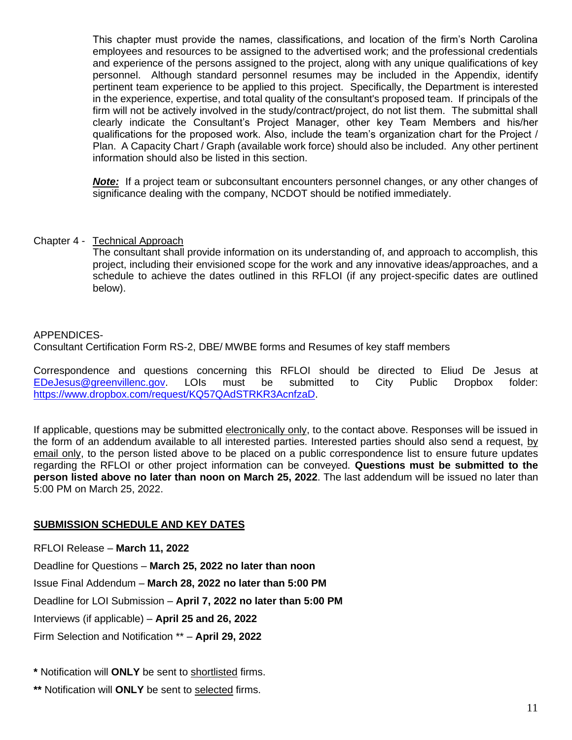This chapter must provide the names, classifications, and location of the firm's North Carolina employees and resources to be assigned to the advertised work; and the professional credentials and experience of the persons assigned to the project, along with any unique qualifications of key personnel. Although standard personnel resumes may be included in the Appendix, identify pertinent team experience to be applied to this project. Specifically, the Department is interested in the experience, expertise, and total quality of the consultant's proposed team. If principals of the firm will not be actively involved in the study/contract/project, do not list them. The submittal shall clearly indicate the Consultant's Project Manager, other key Team Members and his/her qualifications for the proposed work. Also, include the team's organization chart for the Project / Plan. A Capacity Chart / Graph (available work force) should also be included. Any other pertinent information should also be listed in this section.

***Note:*** If a project team or subconsultant encounters personnel changes, or any other changes of significance dealing with the company, NCDOT should be notified immediately.

Chapter 4 - Technical Approach

The consultant shall provide information on its understanding of, and approach to accomplish, this project, including their envisioned scope for the work and any innovative ideas/approaches, and a schedule to achieve the dates outlined in this RFLOI (if any project-specific dates are outlined below).

APPENDICES-

Consultant Certification Form RS-2, DBE/ MWBE forms and Resumes of key staff members

Correspondence and questions concerning this RFLOI should be directed to Eliud De Jesus at EDeJesus@greenvillenc.gov. LOIs must be submitted to City Public Dropbox folder: https://www.dropbox.com/request/KQ57QAdSTRKR3AcnfzaD.

If applicable, questions may be submitted electronically only, to the contact above. Responses will be issued in the form of an addendum available to all interested parties. Interested parties should also send a request, by email only, to the person listed above to be placed on a public correspondence list to ensure future updates regarding the RFLOI or other project information can be conveyed. **Questions must be submitted to the person listed above no later than noon on March 25, 2022**. The last addendum will be issued no later than 5:00 PM on March 25, 2022.

## SUBMISSION SCHEDULE AND KEY DATES

RFLOI Release – **March 11, 2022**

Deadline for Questions – **March 25, 2022 no later than noon**

Issue Final Addendum – **March 28, 2022 no later than 5:00 PM**

Deadline for LOI Submission – **April 7, 2022 no later than 5:00 PM**

Interviews (if applicable) – **April 25 and 26, 2022**

Firm Selection and Notification ** – **April 29, 2022**

**\*** Notification will **ONLY** be sent to shortlisted firms.

**\*\*** Notification will **ONLY** be sent to selected firms.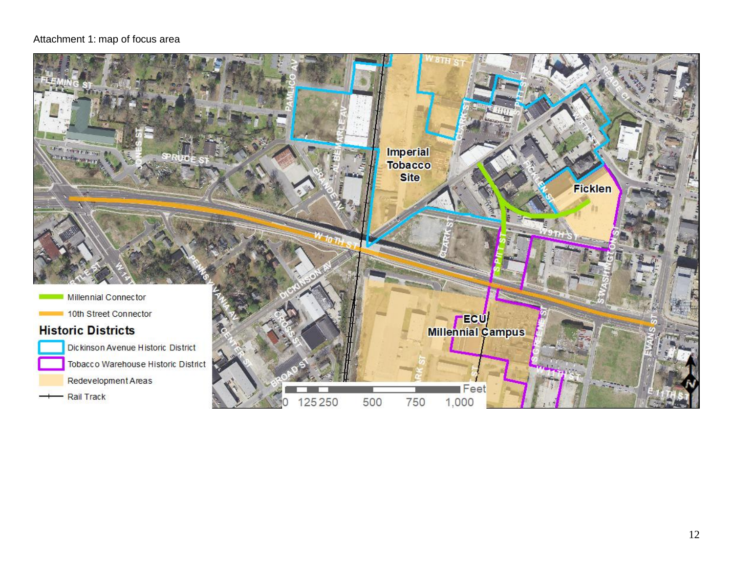Attachment 1: map of focus area

Imperial Tobacco Site

Ficklen

ECU Millennial Campus

Millennial Connector

10th Street Connector

Historic Districts

Dickinson Avenue Historic District

Tobacco Warehouse Historic District

Redevelopment Areas

Rail Track

0 125 250 500 750 1,000 Feet